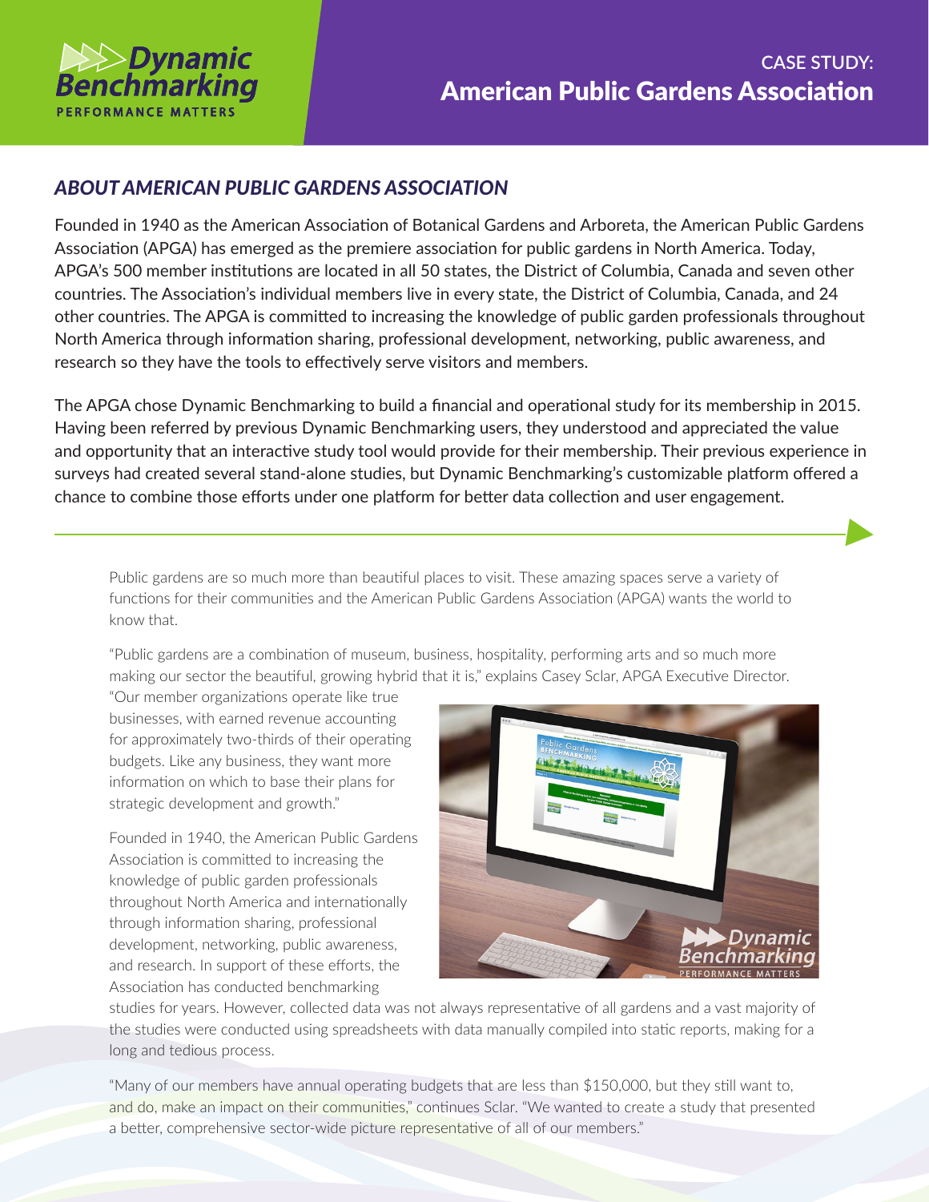Dynamic Benchmarking
PERFORMANCE MATTERS

# CASE STUDY: American Public Gardens Association

## *ABOUT AMERICAN PUBLIC GARDENS ASSOCIATION*

Founded in 1940 as the American Association of Botanical Gardens and Arboreta, the American Public Gardens Association (APGA) has emerged as the premiere association for public gardens in North America. Today, APGA's 500 member institutions are located in all 50 states, the District of Columbia, Canada and seven other countries. The Association's individual members live in every state, the District of Columbia, Canada, and 24 other countries. The APGA is committed to increasing the knowledge of public garden professionals throughout North America through information sharing, professional development, networking, public awareness, and research so they have the tools to effectively serve visitors and members.

The APGA chose Dynamic Benchmarking to build a financial and operational study for its membership in 2015. Having been referred by previous Dynamic Benchmarking users, they understood and appreciated the value and opportunity that an interactive study tool would provide for their membership. Their previous experience in surveys had created several stand-alone studies, but Dynamic Benchmarking's customizable platform offered a chance to combine those efforts under one platform for better data collection and user engagement.

---

Public gardens are so much more than beautiful places to visit. These amazing spaces serve a variety of functions for their communities and the American Public Gardens Association (APGA) wants the world to know that.

"Public gardens are a combination of museum, business, hospitality, performing arts and so much more making our sector the beautiful, growing hybrid that it is," explains Casey Sclar, APGA Executive Director. "Our member organizations operate like true businesses, with earned revenue accounting for approximately two-thirds of their operating budgets. Like any business, they want more information on which to base their plans for strategic development and growth."

Founded in 1940, the American Public Gardens Association is committed to increasing the knowledge of public garden professionals throughout North America and internationally through information sharing, professional development, networking, public awareness, and research. In support of these efforts, the Association has conducted benchmarking studies for years. However, collected data was not always representative of all gardens and a vast majority of the studies were conducted using spreadsheets with data manually compiled into static reports, making for a long and tedious process.

"Many of our members have annual operating budgets that are less than $150,000, but they still want to, and do, make an impact on their communities," continues Sclar. "We wanted to create a study that presented a better, comprehensive sector-wide picture representative of all of our members."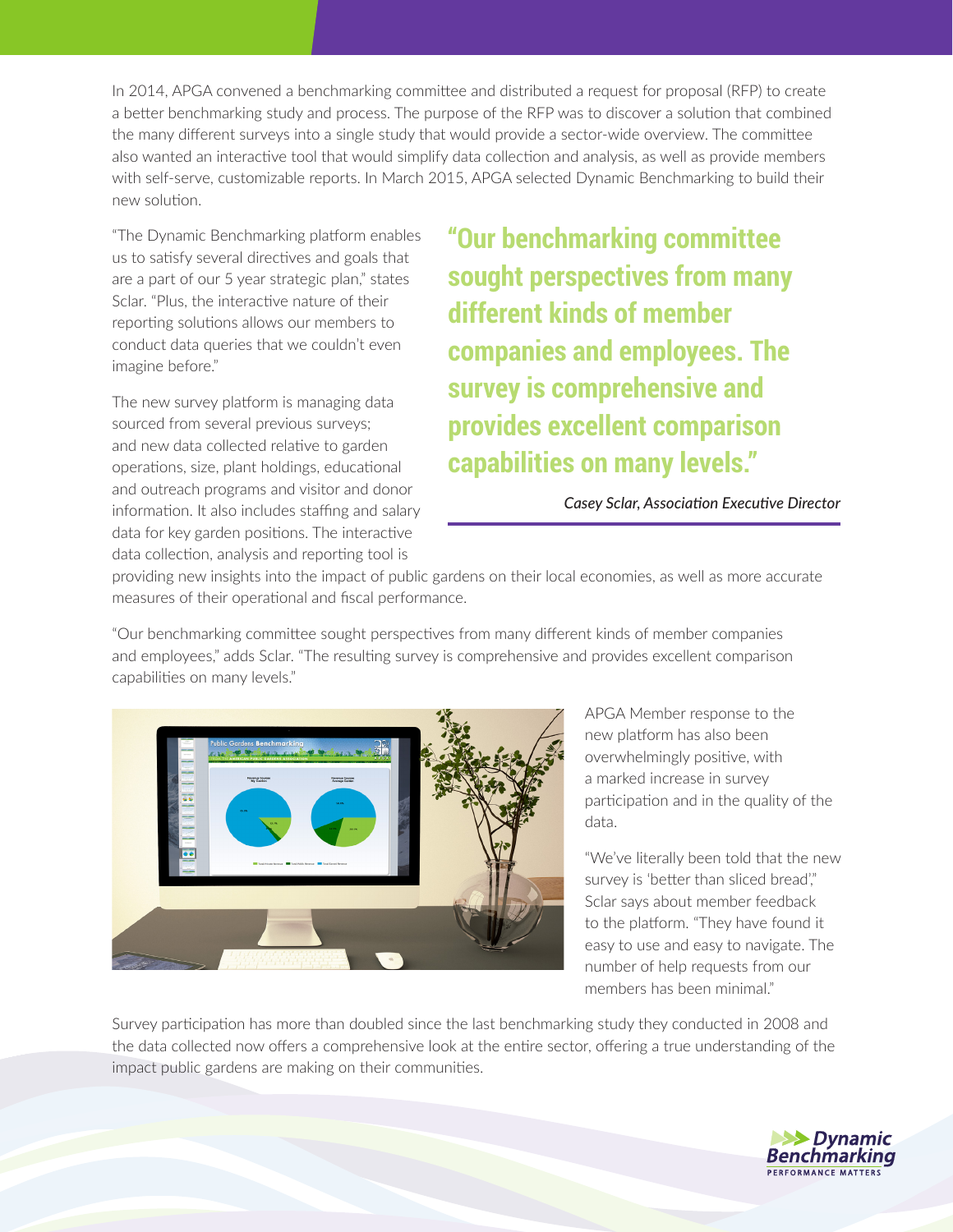In 2014, APGA convened a benchmarking committee and distributed a request for proposal (RFP) to create a better benchmarking study and process. The purpose of the RFP was to discover a solution that combined the many different surveys into a single study that would provide a sector-wide overview. The committee also wanted an interactive tool that would simplify data collection and analysis, as well as provide members with self-serve, customizable reports. In March 2015, APGA selected Dynamic Benchmarking to build their new solution.

"The Dynamic Benchmarking platform enables us to satisfy several directives and goals that are a part of our 5 year strategic plan," states Sclar. "Plus, the interactive nature of their reporting solutions allows our members to conduct data queries that we couldn't even imagine before."

> **"Our benchmarking committee sought perspectives from many different kinds of member companies and employees. The survey is comprehensive and provides excellent comparison capabilities on many levels."**
>
> *Casey Sclar, Association Executive Director*

The new survey platform is managing data sourced from several previous surveys; and new data collected relative to garden operations, size, plant holdings, educational and outreach programs and visitor and donor information. It also includes staffing and salary data for key garden positions. The interactive data collection, analysis and reporting tool is providing new insights into the impact of public gardens on their local economies, as well as more accurate measures of their operational and fiscal performance.

"Our benchmarking committee sought perspectives from many different kinds of member companies and employees," adds Sclar. "The resulting survey is comprehensive and provides excellent comparison capabilities on many levels."

APGA Member response to the new platform has also been overwhelmingly positive, with a marked increase in survey participation and in the quality of the data.

"We've literally been told that the new survey is 'better than sliced bread'," Sclar says about member feedback to the platform. "They have found it easy to use and easy to navigate. The number of help requests from our members has been minimal."

Survey participation has more than doubled since the last benchmarking study they conducted in 2008 and the data collected now offers a comprehensive look at the entire sector, offering a true understanding of the impact public gardens are making on their communities.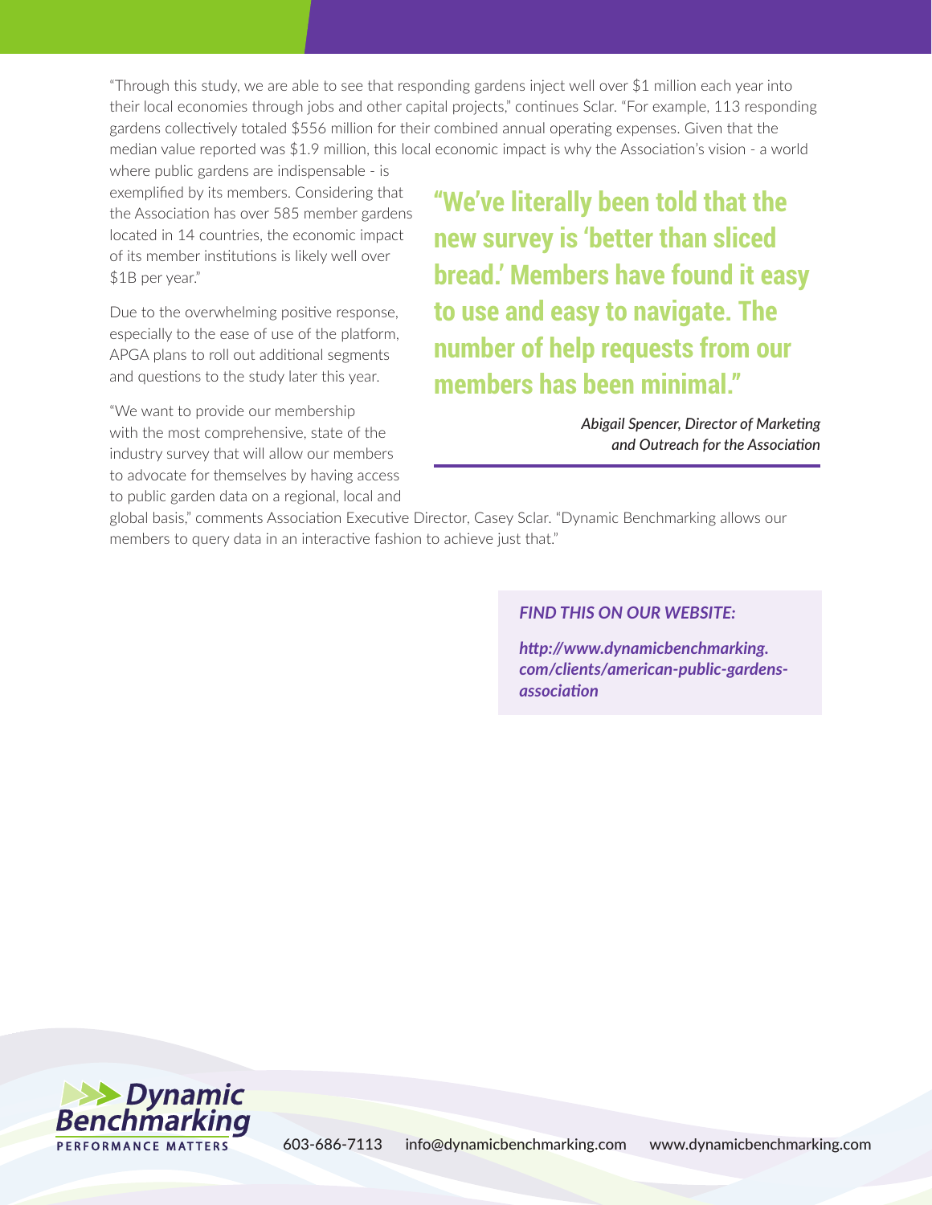"Through this study, we are able to see that responding gardens inject well over $1 million each year into their local economies through jobs and other capital projects," continues Sclar. "For example, 113 responding gardens collectively totaled $556 million for their combined annual operating expenses. Given that the median value reported was $1.9 million, this local economic impact is why the Association's vision - a world where public gardens are indispensable - is exemplified by its members. Considering that the Association has over 585 member gardens located in 14 countries, the economic impact of its member institutions is likely well over $1B per year."

Due to the overwhelming positive response, especially to the ease of use of the platform, APGA plans to roll out additional segments and questions to the study later this year.

"We want to provide our membership with the most comprehensive, state of the industry survey that will allow our members to advocate for themselves by having access to public garden data on a regional, local and global basis," comments Association Executive Director, Casey Sclar. "Dynamic Benchmarking allows our members to query data in an interactive fashion to achieve just that."

> **"We've literally been told that the new survey is 'better than sliced bread.' Members have found it easy to use and easy to navigate. The number of help requests from our members has been minimal."**
>
> *Abigail Spencer, Director of Marketing and Outreach for the Association*

***FIND THIS ON OUR WEBSITE:***

***http://www.dynamicbenchmarking.com/clients/american-public-gardens-association***

Dynamic Benchmarking
PERFORMANCE MATTERS

603-686-7113 info@dynamicbenchmarking.com www.dynamicbenchmarking.com